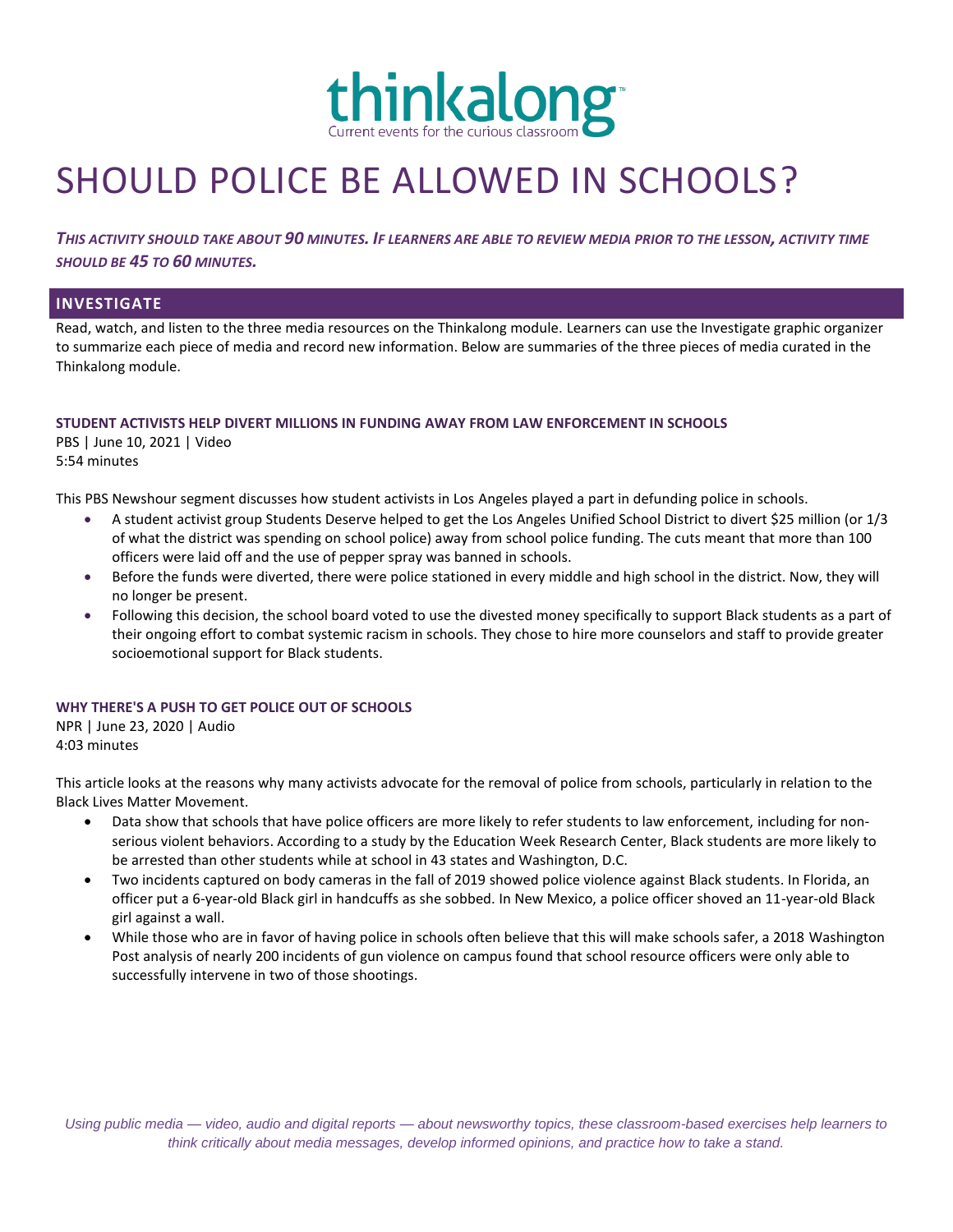# thinkalong

Current events for the curious classroom

# SHOULD POLICE BE ALLOWED IN SCHOOLS?

***THIS ACTIVITY SHOULD TAKE ABOUT 90 MINUTES. IF LEARNERS ARE ABLE TO REVIEW MEDIA PRIOR TO THE LESSON, ACTIVITY TIME SHOULD BE 45 TO 60 MINUTES.***

## INVESTIGATE

Read, watch, and listen to the three media resources on the Thinkalong module. Learners can use the Investigate graphic organizer to summarize each piece of media and record new information. Below are summaries of the three pieces of media curated in the Thinkalong module.

### STUDENT ACTIVISTS HELP DIVERT MILLIONS IN FUNDING AWAY FROM LAW ENFORCEMENT IN SCHOOLS

PBS | June 10, 2021 | Video
5:54 minutes

This PBS Newshour segment discusses how student activists in Los Angeles played a part in defunding police in schools.

- A student activist group Students Deserve helped to get the Los Angeles Unified School District to divert $25 million (or 1/3 of what the district was spending on school police) away from school police funding. The cuts meant that more than 100 officers were laid off and the use of pepper spray was banned in schools.
- Before the funds were diverted, there were police stationed in every middle and high school in the district. Now, they will no longer be present.
- Following this decision, the school board voted to use the divested money specifically to support Black students as a part of their ongoing effort to combat systemic racism in schools. They chose to hire more counselors and staff to provide greater socioemotional support for Black students.

### WHY THERE'S A PUSH TO GET POLICE OUT OF SCHOOLS

NPR | June 23, 2020 | Audio
4:03 minutes

This article looks at the reasons why many activists advocate for the removal of police from schools, particularly in relation to the Black Lives Matter Movement.

- Data show that schools that have police officers are more likely to refer students to law enforcement, including for non-serious violent behaviors. According to a study by the Education Week Research Center, Black students are more likely to be arrested than other students while at school in 43 states and Washington, D.C.
- Two incidents captured on body cameras in the fall of 2019 showed police violence against Black students. In Florida, an officer put a 6-year-old Black girl in handcuffs as she sobbed. In New Mexico, a police officer shoved an 11-year-old Black girl against a wall.
- While those who are in favor of having police in schools often believe that this will make schools safer, a 2018 Washington Post analysis of nearly 200 incidents of gun violence on campus found that school resource officers were only able to successfully intervene in two of those shootings.

*Using public media — video, audio and digital reports — about newsworthy topics, these classroom-based exercises help learners to think critically about media messages, develop informed opinions, and practice how to take a stand.*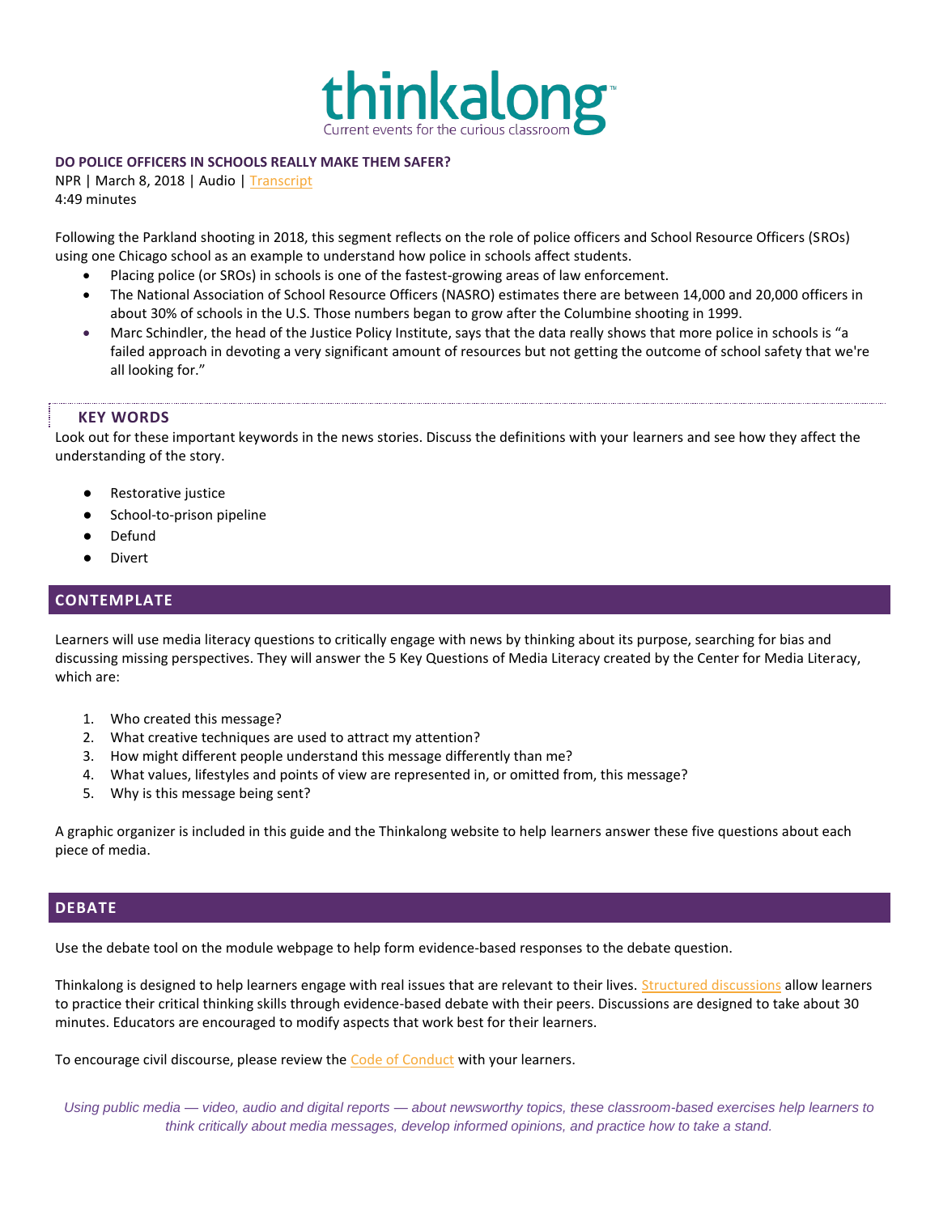# thinkalong

Current events for the curious classroom

**DO POLICE OFFICERS IN SCHOOLS REALLY MAKE THEM SAFER?**

NPR | March 8, 2018 | Audio | Transcript

4:49 minutes

Following the Parkland shooting in 2018, this segment reflects on the role of police officers and School Resource Officers (SROs) using one Chicago school as an example to understand how police in schools affect students.

- Placing police (or SROs) in schools is one of the fastest-growing areas of law enforcement.
- The National Association of School Resource Officers (NASRO) estimates there are between 14,000 and 20,000 officers in about 30% of schools in the U.S. Those numbers began to grow after the Columbine shooting in 1999.
- Marc Schindler, the head of the Justice Policy Institute, says that the data really shows that more police in schools is "a failed approach in devoting a very significant amount of resources but not getting the outcome of school safety that we're all looking for."

## KEY WORDS

Look out for these important keywords in the news stories. Discuss the definitions with your learners and see how they affect the understanding of the story.

- Restorative justice
- School-to-prison pipeline
- Defund
- Divert

## CONTEMPLATE

Learners will use media literacy questions to critically engage with news by thinking about its purpose, searching for bias and discussing missing perspectives. They will answer the 5 Key Questions of Media Literacy created by the Center for Media Literacy, which are:

1. Who created this message?
2. What creative techniques are used to attract my attention?
3. How might different people understand this message differently than me?
4. What values, lifestyles and points of view are represented in, or omitted from, this message?
5. Why is this message being sent?

A graphic organizer is included in this guide and the Thinkalong website to help learners answer these five questions about each piece of media.

## DEBATE

Use the debate tool on the module webpage to help form evidence-based responses to the debate question.

Thinkalong is designed to help learners engage with real issues that are relevant to their lives. Structured discussions allow learners to practice their critical thinking skills through evidence-based debate with their peers. Discussions are designed to take about 30 minutes. Educators are encouraged to modify aspects that work best for their learners.

To encourage civil discourse, please review the Code of Conduct with your learners.

*Using public media — video, audio and digital reports — about newsworthy topics, these classroom-based exercises help learners to think critically about media messages, develop informed opinions, and practice how to take a stand.*